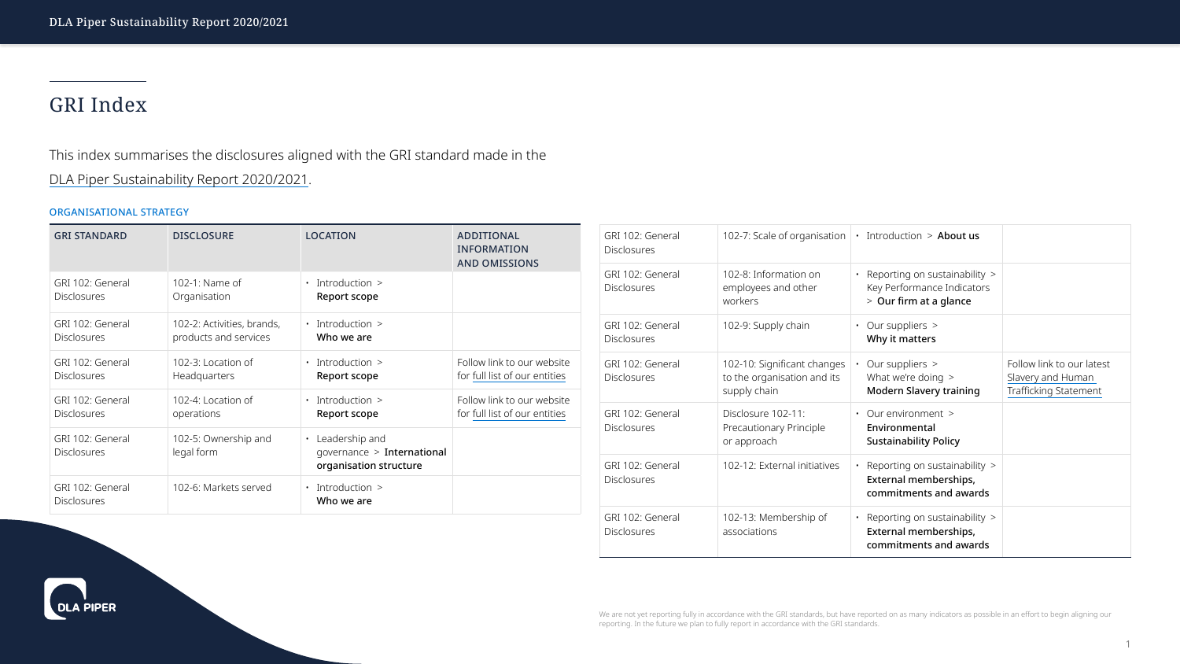# GRI Index

This index summarises the disclosures aligned with the GRI standard made in the DLA Piper Sustainability Report 2020/2021.

**ORGANISATIONAL STRATEGY**

| GRI STANDARD | DISCLOSURE | LOCATION | ADDITIONAL INFORMATION AND OMISSIONS |
|---|---|---|---|
| GRI 102: General Disclosures | 102-1: Name of Organisation | • Introduction > **Report scope** | |
| GRI 102: General Disclosures | 102-2: Activities, brands, products and services | • Introduction > **Who we are** | |
| GRI 102: General Disclosures | 102-3: Location of Headquarters | • Introduction > **Report scope** | Follow link to our website for full list of our entities |
| GRI 102: General Disclosures | 102-4: Location of operations | • Introduction > **Report scope** | Follow link to our website for full list of our entities |
| GRI 102: General Disclosures | 102-5: Ownership and legal form | • Leadership and governance > **International organisation structure** | |
| GRI 102: General Disclosures | 102-6: Markets served | • Introduction > **Who we are** | |
| GRI 102: General Disclosures | 102-7: Scale of organisation | • Introduction > **About us** | |
| GRI 102: General Disclosures | 102-8: Information on employees and other workers | • Reporting on sustainability > Key Performance Indicators > **Our firm at a glance** | |
| GRI 102: General Disclosures | 102-9: Supply chain | • Our suppliers > **Why it matters** | |
| GRI 102: General Disclosures | 102-10: Significant changes to the organisation and its supply chain | • Our suppliers > What we're doing > **Modern Slavery training** | Follow link to our latest Slavery and Human Trafficking Statement |
| GRI 102: General Disclosures | Disclosure 102-11: Precautionary Principle or approach | • Our environment > **Environmental Sustainability Policy** | |
| GRI 102: General Disclosures | 102-12: External initiatives | • Reporting on sustainability > **External memberships, commitments and awards** | |
| GRI 102: General Disclosures | 102-13: Membership of associations | • Reporting on sustainability > **External memberships, commitments and awards** | |

We are not yet reporting fully in accordance with the GRI standards, but have reported on as many indicators as possible in an effort to begin aligning our reporting. In the future we plan to fully report in accordance with the GRI standards.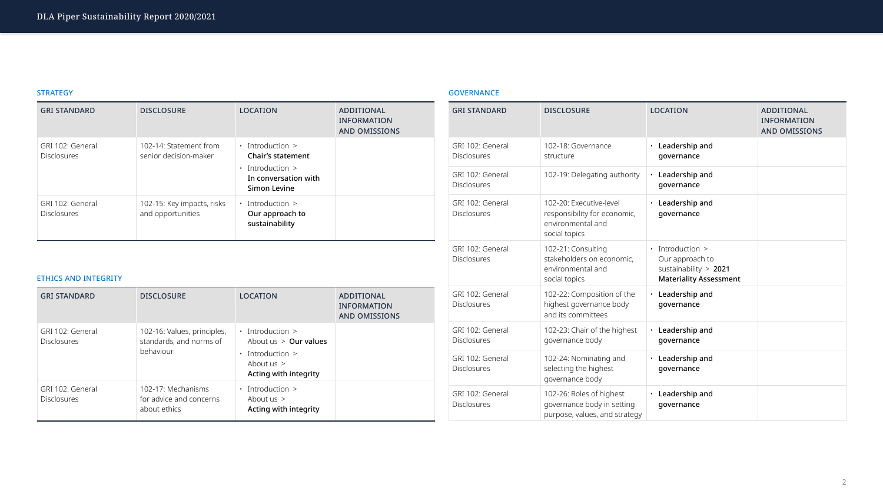### STRATEGY

| GRI STANDARD | DISCLOSURE | LOCATION | ADDITIONAL INFORMATION AND OMISSIONS |
|---|---|---|---|
| GRI 102: General Disclosures | 102-14: Statement from senior decision-maker | • Introduction > **Chair's statement**<br>• Introduction > **In conversation with Simon Levine** | |
| GRI 102: General Disclosures | 102-15: Key impacts, risks and opportunities | • Introduction > **Our approach to sustainability** | |

### ETHICS AND INTEGRITY

| GRI STANDARD | DISCLOSURE | LOCATION | ADDITIONAL INFORMATION AND OMISSIONS |
|---|---|---|---|
| GRI 102: General Disclosures | 102-16: Values, principles, standards, and norms of behaviour | • Introduction > About us > **Our values**<br>• Introduction > About us > **Acting with integrity** | |
| GRI 102: General Disclosures | 102-17: Mechanisms for advice and concerns about ethics | • Introduction > About us > **Acting with integrity** | |

### GOVERNANCE

| GRI STANDARD | DISCLOSURE | LOCATION | ADDITIONAL INFORMATION AND OMISSIONS |
|---|---|---|---|
| GRI 102: General Disclosures | 102-18: Governance structure | • **Leadership and governance** | |
| GRI 102: General Disclosures | 102-19: Delegating authority | • **Leadership and governance** | |
| GRI 102: General Disclosures | 102-20: Executive-level responsibility for economic, environmental and social topics | • **Leadership and governance** | |
| GRI 102: General Disclosures | 102-21: Consulting stakeholders on economic, environmental and social topics | • Introduction > Our approach to sustainability > **2021 Materiality Assessment** | |
| GRI 102: General Disclosures | 102-22: Composition of the highest governance body and its committees | • **Leadership and governance** | |
| GRI 102: General Disclosures | 102-23: Chair of the highest governance body | • **Leadership and governance** | |
| GRI 102: General Disclosures | 102-24: Nominating and selecting the highest governance body | • **Leadership and governance** | |
| GRI 102: General Disclosures | 102-26: Roles of highest governance body in setting purpose, values, and strategy | • **Leadership and governance** | |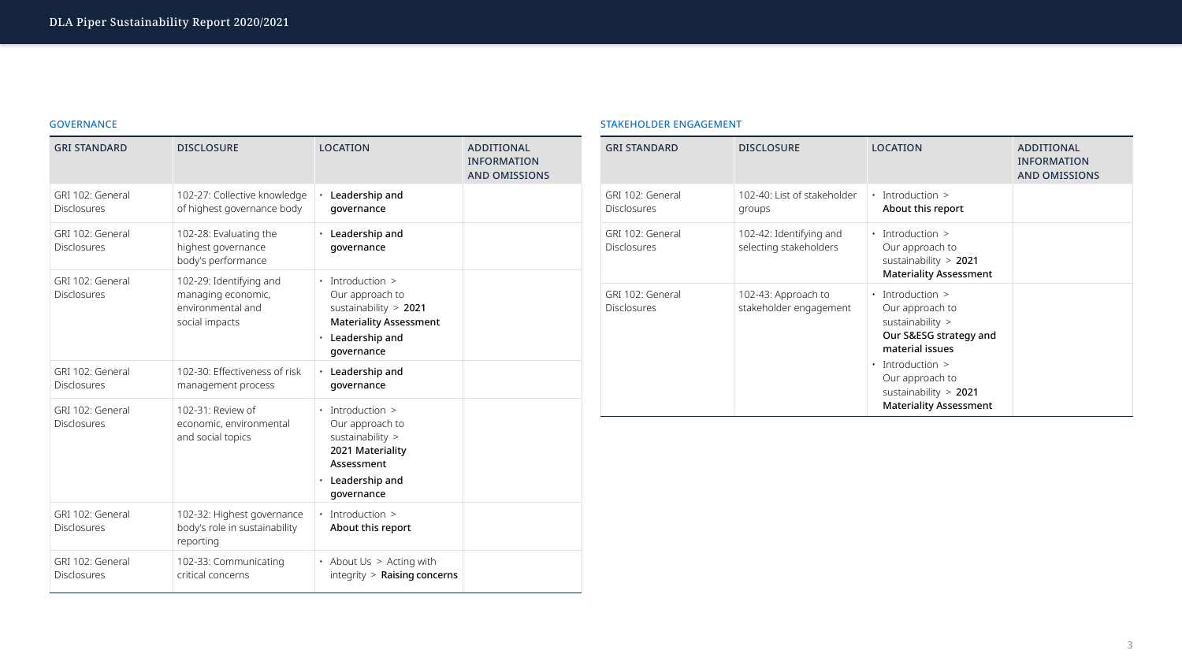## GOVERNANCE

| GRI STANDARD | DISCLOSURE | LOCATION | ADDITIONAL INFORMATION AND OMISSIONS |
|---|---|---|---|
| GRI 102: General Disclosures | 102-27: Collective knowledge of highest governance body | • **Leadership and governance** | |
| GRI 102: General Disclosures | 102-28: Evaluating the highest governance body's performance | • **Leadership and governance** | |
| GRI 102: General Disclosures | 102-29: Identifying and managing economic, environmental and social impacts | • Introduction > Our approach to sustainability > **2021 Materiality Assessment**<br>• **Leadership and governance** | |
| GRI 102: General Disclosures | 102-30: Effectiveness of risk management process | • **Leadership and governance** | |
| GRI 102: General Disclosures | 102-31: Review of economic, environmental and social topics | • Introduction > Our approach to sustainability > **2021 Materiality Assessment**<br>• **Leadership and governance** | |
| GRI 102: General Disclosures | 102-32: Highest governance body's role in sustainability reporting | • Introduction > **About this report** | |
| GRI 102: General Disclosures | 102-33: Communicating critical concerns | • About Us > Acting with integrity > **Raising concerns** | |

## STAKEHOLDER ENGAGEMENT

| GRI STANDARD | DISCLOSURE | LOCATION | ADDITIONAL INFORMATION AND OMISSIONS |
|---|---|---|---|
| GRI 102: General Disclosures | 102-40: List of stakeholder groups | • Introduction > **About this report** | |
| GRI 102: General Disclosures | 102-42: Identifying and selecting stakeholders | • Introduction > Our approach to sustainability > **2021 Materiality Assessment** | |
| GRI 102: General Disclosures | 102-43: Approach to stakeholder engagement | • Introduction > Our approach to sustainability > **Our S&ESG strategy and material issues**<br>• Introduction > Our approach to sustainability > **2021 Materiality Assessment** | |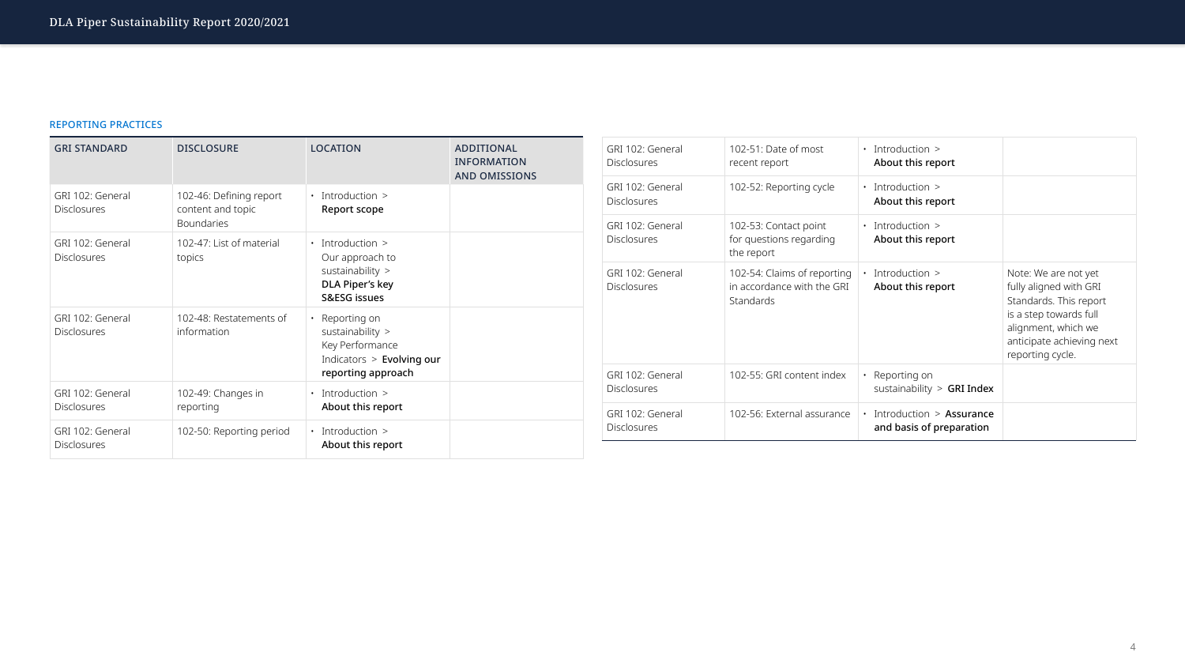## REPORTING PRACTICES

| GRI STANDARD | DISCLOSURE | LOCATION | ADDITIONAL INFORMATION AND OMISSIONS |
|---|---|---|---|
| GRI 102: General Disclosures | 102-46: Defining report content and topic Boundaries | • Introduction > **Report scope** | |
| GRI 102: General Disclosures | 102-47: List of material topics | • Introduction > Our approach to sustainability > **DLA Piper's key S&ESG issues** | |
| GRI 102: General Disclosures | 102-48: Restatements of information | • Reporting on sustainability > Key Performance Indicators > **Evolving our reporting approach** | |
| GRI 102: General Disclosures | 102-49: Changes in reporting | • Introduction > **About this report** | |
| GRI 102: General Disclosures | 102-50: Reporting period | • Introduction > **About this report** | |
| GRI 102: General Disclosures | 102-51: Date of most recent report | • Introduction > **About this report** | |
| GRI 102: General Disclosures | 102-52: Reporting cycle | • Introduction > **About this report** | |
| GRI 102: General Disclosures | 102-53: Contact point for questions regarding the report | • Introduction > **About this report** | |
| GRI 102: General Disclosures | 102-54: Claims of reporting in accordance with the GRI Standards | • Introduction > **About this report** | Note: We are not yet fully aligned with GRI Standards. This report is a step towards full alignment, which we anticipate achieving next reporting cycle. |
| GRI 102: General Disclosures | 102-55: GRI content index | • Reporting on sustainability > **GRI Index** | |
| GRI 102: General Disclosures | 102-56: External assurance | • Introduction > **Assurance and basis of preparation** | |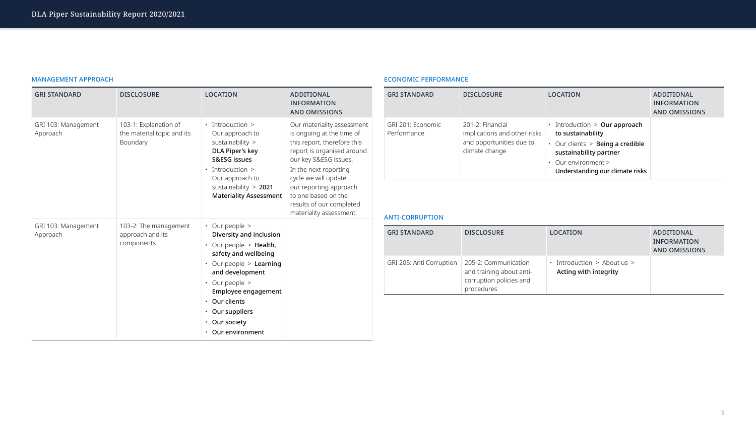## MANAGEMENT APPROACH

| GRI STANDARD | DISCLOSURE | LOCATION | ADDITIONAL INFORMATION AND OMISSIONS |
|---|---|---|---|
| GRI 103: Management Approach | 103-1: Explanation of the material topic and its Boundary | • Introduction > Our approach to sustainability > **DLA Piper's key S&ESG issues**<br>• Introduction > Our approach to sustainability > **2021 Materiality Assessment** | Our materiality assessment is ongoing at the time of this report, therefore this report is organised around our key S&ESG issues.<br>In the next reporting cycle we will update our reporting approach to one based on the results of our completed materiality assessment. |
| GRI 103: Management Approach | 103-2: The management approach and its components | • Our people > **Diversity and inclusion**<br>• Our people > **Health, safety and wellbeing**<br>• Our people > **Learning and development**<br>• Our people > **Employee engagement**<br>• **Our clients**<br>• **Our suppliers**<br>• **Our society**<br>• **Our environment** | |

## ECONOMIC PERFORMANCE

| GRI STANDARD | DISCLOSURE | LOCATION | ADDITIONAL INFORMATION AND OMISSIONS |
|---|---|---|---|
| GRI 201: Economic Performance | 201-2: Financial implications and other risks and opportunities due to climate change | • Introduction > **Our approach to sustainability**<br>• Our clients > **Being a credible sustainability partner**<br>• Our environment > **Understanding our climate risks** | |

## ANTI-CORRUPTION

| GRI STANDARD | DISCLOSURE | LOCATION | ADDITIONAL INFORMATION AND OMISSIONS |
|---|---|---|---|
| GRI 205: Anti Corruption | 205-2: Communication and training about anti-corruption policies and procedures | • Introduction > About us > **Acting with integrity** | |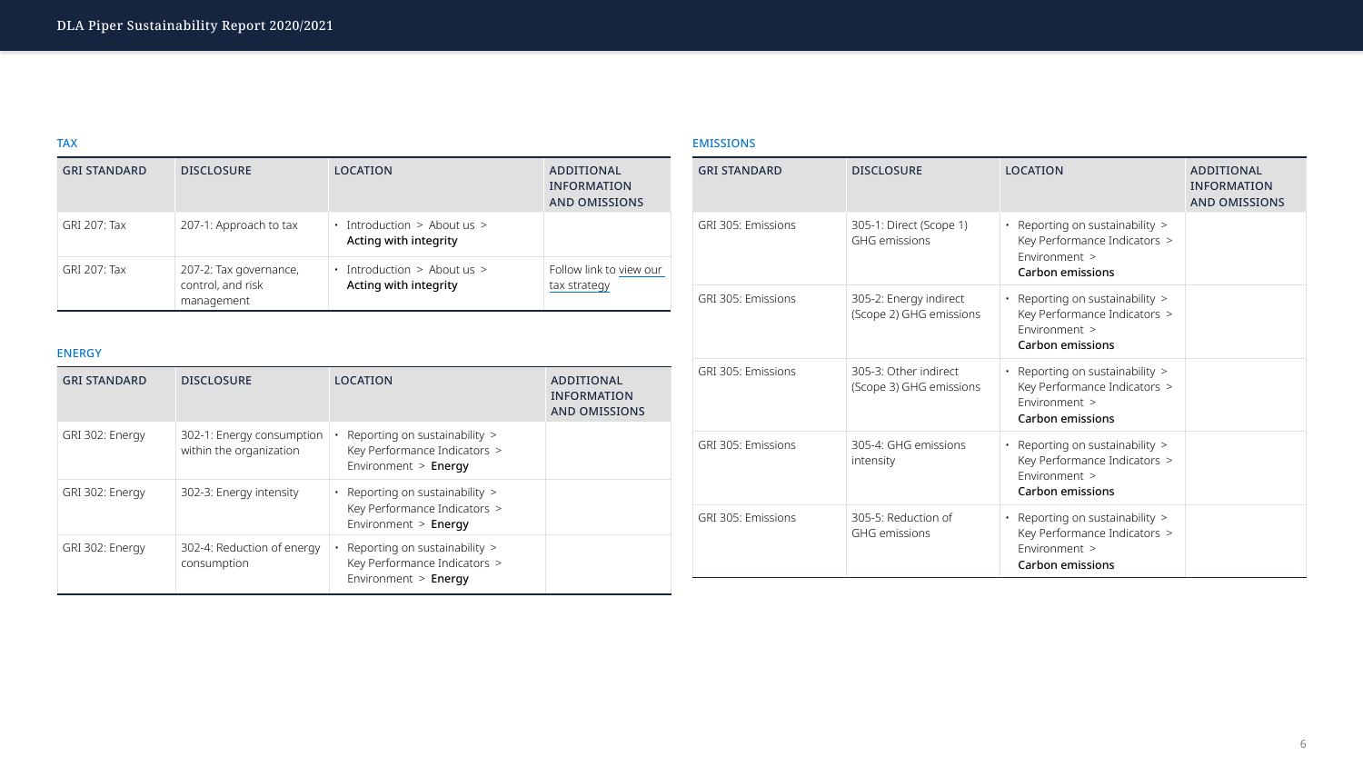## TAX

| GRI STANDARD | DISCLOSURE | LOCATION | ADDITIONAL INFORMATION AND OMISSIONS |
|---|---|---|---|
| GRI 207: Tax | 207-1: Approach to tax | • Introduction > About us > **Acting with integrity** | |
| GRI 207: Tax | 207-2: Tax governance, control, and risk management | • Introduction > About us > **Acting with integrity** | Follow link to view our tax strategy |

## ENERGY

| GRI STANDARD | DISCLOSURE | LOCATION | ADDITIONAL INFORMATION AND OMISSIONS |
|---|---|---|---|
| GRI 302: Energy | 302-1: Energy consumption within the organization | • Reporting on sustainability > Key Performance Indicators > Environment > **Energy** | |
| GRI 302: Energy | 302-3: Energy intensity | • Reporting on sustainability > Key Performance Indicators > Environment > **Energy** | |
| GRI 302: Energy | 302-4: Reduction of energy consumption | • Reporting on sustainability > Key Performance Indicators > Environment > **Energy** | |

## EMISSIONS

| GRI STANDARD | DISCLOSURE | LOCATION | ADDITIONAL INFORMATION AND OMISSIONS |
|---|---|---|---|
| GRI 305: Emissions | 305-1: Direct (Scope 1) GHG emissions | • Reporting on sustainability > Key Performance Indicators > Environment > **Carbon emissions** | |
| GRI 305: Emissions | 305-2: Energy indirect (Scope 2) GHG emissions | • Reporting on sustainability > Key Performance Indicators > Environment > **Carbon emissions** | |
| GRI 305: Emissions | 305-3: Other indirect (Scope 3) GHG emissions | • Reporting on sustainability > Key Performance Indicators > Environment > **Carbon emissions** | |
| GRI 305: Emissions | 305-4: GHG emissions intensity | • Reporting on sustainability > Key Performance Indicators > Environment > **Carbon emissions** | |
| GRI 305: Emissions | 305-5: Reduction of GHG emissions | • Reporting on sustainability > Key Performance Indicators > Environment > **Carbon emissions** | |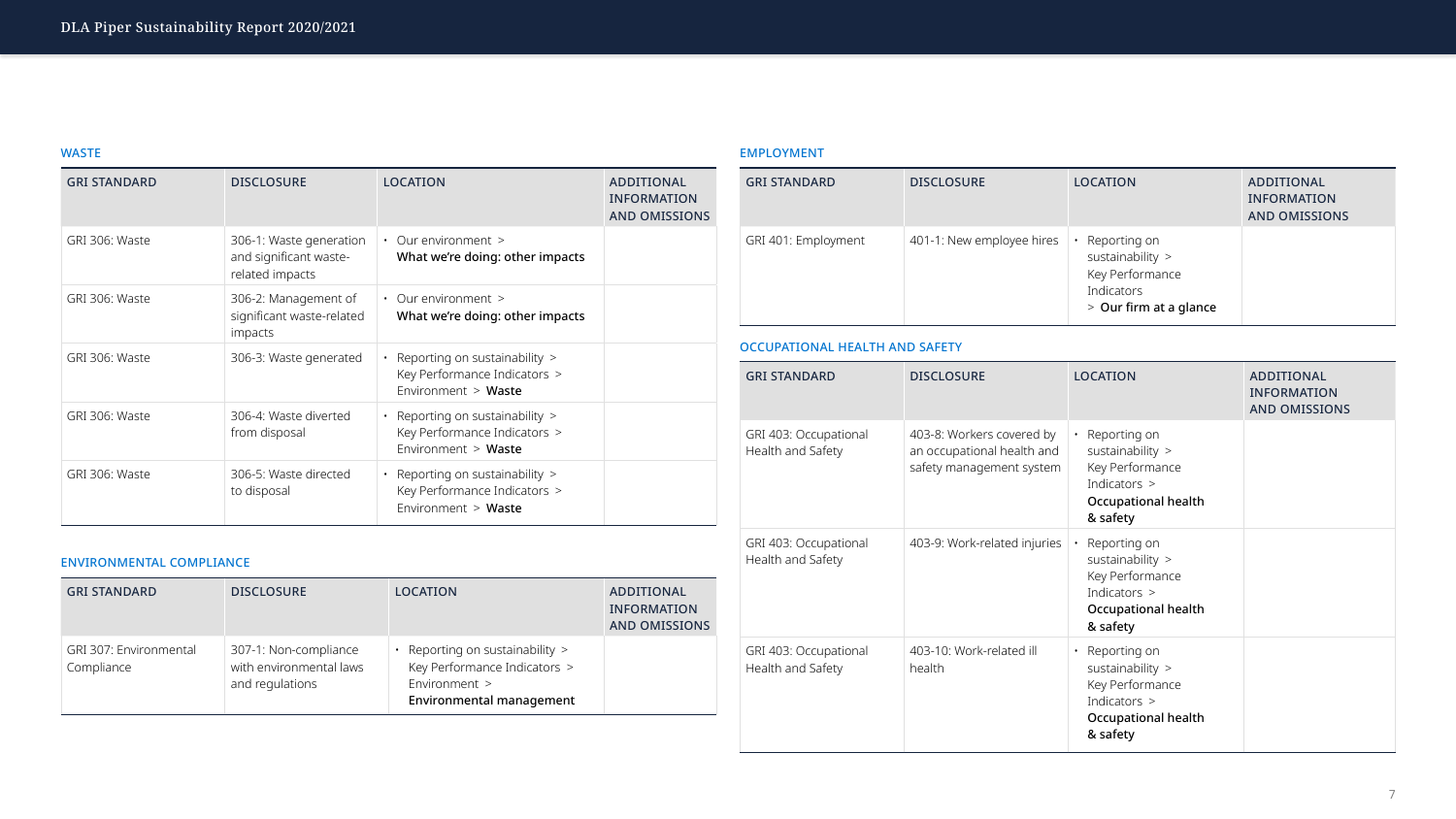## WASTE

| GRI STANDARD | DISCLOSURE | LOCATION | ADDITIONAL INFORMATION AND OMISSIONS |
|---|---|---|---|
| GRI 306: Waste | 306-1: Waste generation and significant waste-related impacts | • Our environment > **What we're doing: other impacts** | |
| GRI 306: Waste | 306-2: Management of significant waste-related impacts | • Our environment > **What we're doing: other impacts** | |
| GRI 306: Waste | 306-3: Waste generated | • Reporting on sustainability > Key Performance Indicators > Environment > **Waste** | |
| GRI 306: Waste | 306-4: Waste diverted from disposal | • Reporting on sustainability > Key Performance Indicators > Environment > **Waste** | |
| GRI 306: Waste | 306-5: Waste directed to disposal | • Reporting on sustainability > Key Performance Indicators > Environment > **Waste** | |

## ENVIRONMENTAL COMPLIANCE

| GRI STANDARD | DISCLOSURE | LOCATION | ADDITIONAL INFORMATION AND OMISSIONS |
|---|---|---|---|
| GRI 307: Environmental Compliance | 307-1: Non-compliance with environmental laws and regulations | • Reporting on sustainability > Key Performance Indicators > Environment > **Environmental management** | |

## EMPLOYMENT

| GRI STANDARD | DISCLOSURE | LOCATION | ADDITIONAL INFORMATION AND OMISSIONS |
|---|---|---|---|
| GRI 401: Employment | 401-1: New employee hires | • Reporting on sustainability > Key Performance Indicators > **Our firm at a glance** | |

## OCCUPATIONAL HEALTH AND SAFETY

| GRI STANDARD | DISCLOSURE | LOCATION | ADDITIONAL INFORMATION AND OMISSIONS |
|---|---|---|---|
| GRI 403: Occupational Health and Safety | 403-8: Workers covered by an occupational health and safety management system | • Reporting on sustainability > Key Performance Indicators > **Occupational health & safety** | |
| GRI 403: Occupational Health and Safety | 403-9: Work-related injuries | • Reporting on sustainability > Key Performance Indicators > **Occupational health & safety** | |
| GRI 403: Occupational Health and Safety | 403-10: Work-related ill health | • Reporting on sustainability > Key Performance Indicators > **Occupational health & safety** | |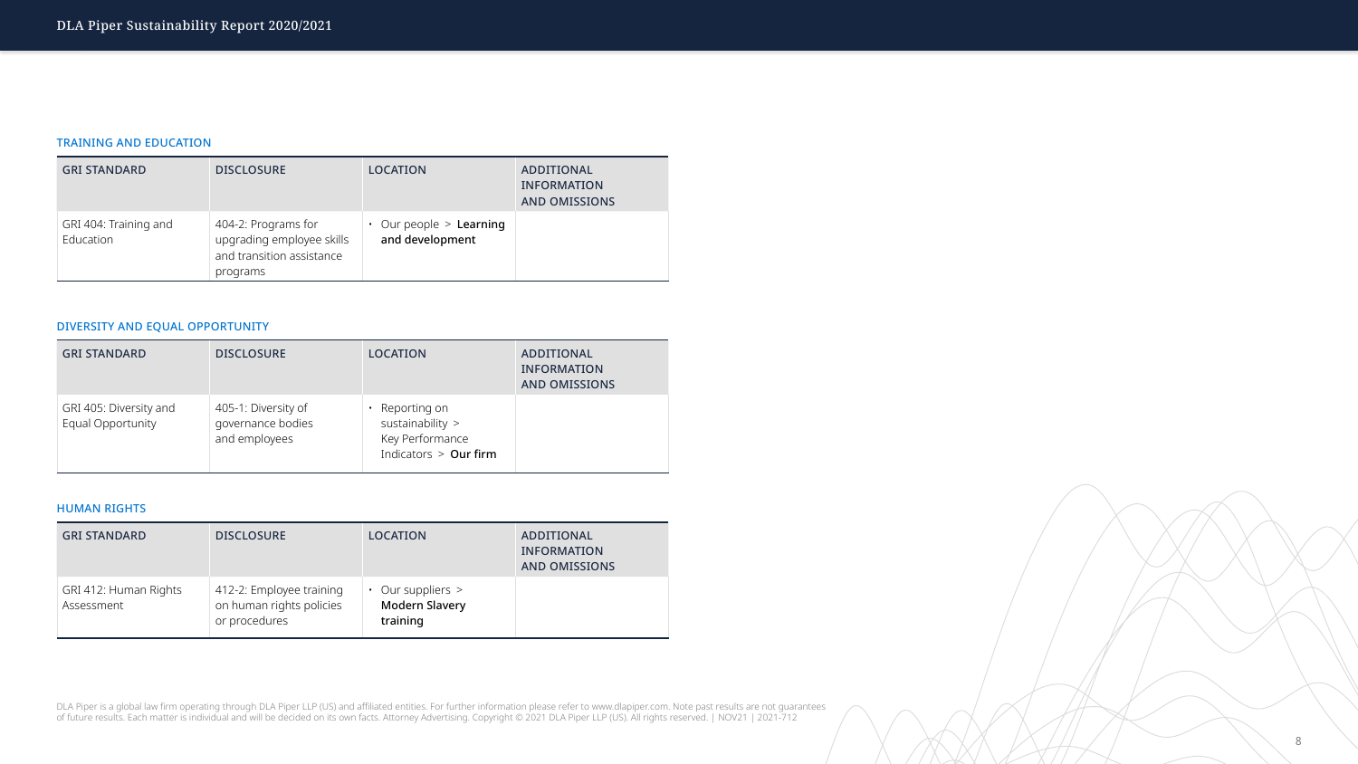## TRAINING AND EDUCATION

| GRI STANDARD | DISCLOSURE | LOCATION | ADDITIONAL INFORMATION AND OMISSIONS |
| --- | --- | --- | --- |
| GRI 404: Training and Education | 404-2: Programs for upgrading employee skills and transition assistance programs | • Our people > **Learning and development** | |

## DIVERSITY AND EQUAL OPPORTUNITY

| GRI STANDARD | DISCLOSURE | LOCATION | ADDITIONAL INFORMATION AND OMISSIONS |
| --- | --- | --- | --- |
| GRI 405: Diversity and Equal Opportunity | 405-1: Diversity of governance bodies and employees | • Reporting on sustainability > Key Performance Indicators > **Our firm** | |

## HUMAN RIGHTS

| GRI STANDARD | DISCLOSURE | LOCATION | ADDITIONAL INFORMATION AND OMISSIONS |
| --- | --- | --- | --- |
| GRI 412: Human Rights Assessment | 412-2: Employee training on human rights policies or procedures | • Our suppliers > **Modern Slavery training** | |

DLA Piper is a global law firm operating through DLA Piper LLP (US) and affiliated entities. For further information please refer to www.dlapiper.com. Note past results are not guarantees of future results. Each matter is individual and will be decided on its own facts. Attorney Advertising. Copyright © 2021 DLA Piper LLP (US). All rights reserved. | NOV21 | 2021-712